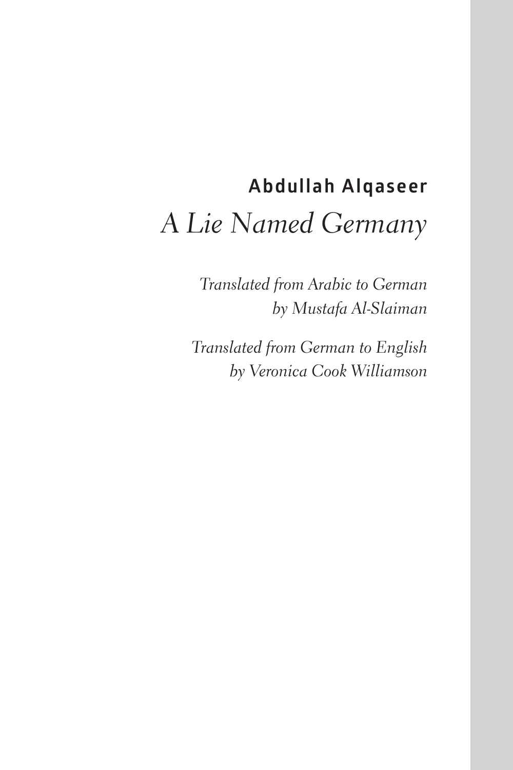**Abdullah Alqaseer**

# *A Lie Named Germany*

*Translated from Arabic to German*
*by Mustafa Al-Slaiman*

*Translated from German to English*
*by Veronica Cook Williamson*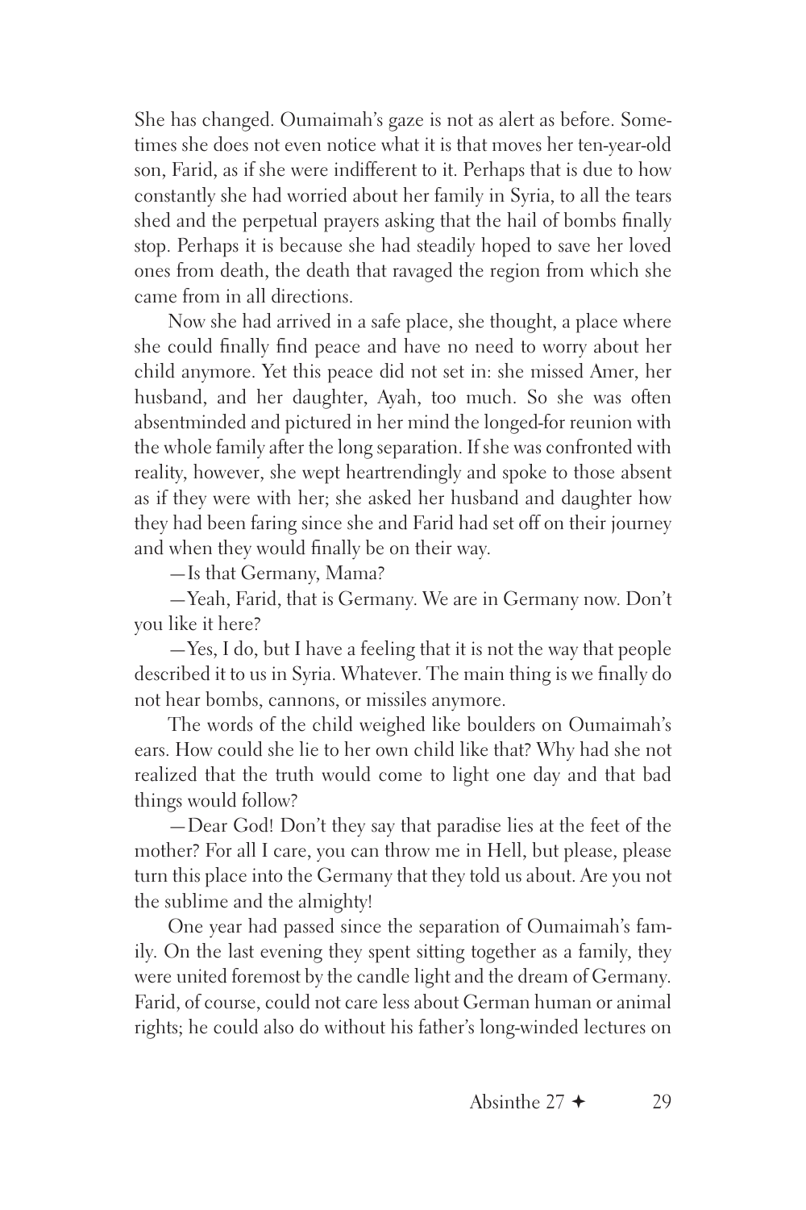She has changed. Oumaimah's gaze is not as alert as before. Sometimes she does not even notice what it is that moves her ten-year-old son, Farid, as if she were indifferent to it. Perhaps that is due to how constantly she had worried about her family in Syria, to all the tears shed and the perpetual prayers asking that the hail of bombs finally stop. Perhaps it is because she had steadily hoped to save her loved ones from death, the death that ravaged the region from which she came from in all directions.

Now she had arrived in a safe place, she thought, a place where she could finally find peace and have no need to worry about her child anymore. Yet this peace did not set in: she missed Amer, her husband, and her daughter, Ayah, too much. So she was often absentminded and pictured in her mind the longed-for reunion with the whole family after the long separation. If she was confronted with reality, however, she wept heartrendingly and spoke to those absent as if they were with her; she asked her husband and daughter how they had been faring since she and Farid had set off on their journey and when they would finally be on their way.

—Is that Germany, Mama?

—Yeah, Farid, that is Germany. We are in Germany now. Don't you like it here?

—Yes, I do, but I have a feeling that it is not the way that people described it to us in Syria. Whatever. The main thing is we finally do not hear bombs, cannons, or missiles anymore.

The words of the child weighed like boulders on Oumaimah's ears. How could she lie to her own child like that? Why had she not realized that the truth would come to light one day and that bad things would follow?

—Dear God! Don't they say that paradise lies at the feet of the mother? For all I care, you can throw me in Hell, but please, please turn this place into the Germany that they told us about. Are you not the sublime and the almighty!

One year had passed since the separation of Oumaimah's family. On the last evening they spent sitting together as a family, they were united foremost by the candle light and the dream of Germany. Farid, of course, could not care less about German human or animal rights; he could also do without his father's long-winded lectures on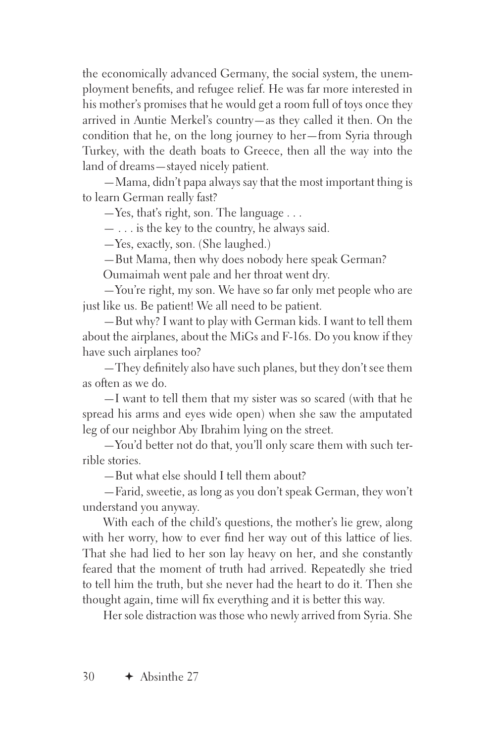the economically advanced Germany, the social system, the unemployment benefits, and refugee relief. He was far more interested in his mother's promises that he would get a room full of toys once they arrived in Auntie Merkel's country—as they called it then. On the condition that he, on the long journey to her—from Syria through Turkey, with the death boats to Greece, then all the way into the land of dreams—stayed nicely patient.

—Mama, didn't papa always say that the most important thing is to learn German really fast?

—Yes, that's right, son. The language . . .

— . . . is the key to the country, he always said.

—Yes, exactly, son. (She laughed.)

—But Mama, then why does nobody here speak German?

Oumaimah went pale and her throat went dry.

—You're right, my son. We have so far only met people who are just like us. Be patient! We all need to be patient.

—But why? I want to play with German kids. I want to tell them about the airplanes, about the MiGs and F-16s. Do you know if they have such airplanes too?

—They definitely also have such planes, but they don't see them as often as we do.

—I want to tell them that my sister was so scared (with that he spread his arms and eyes wide open) when she saw the amputated leg of our neighbor Aby Ibrahim lying on the street.

—You'd better not do that, you'll only scare them with such terrible stories.

—But what else should I tell them about?

—Farid, sweetie, as long as you don't speak German, they won't understand you anyway.

With each of the child's questions, the mother's lie grew, along with her worry, how to ever find her way out of this lattice of lies. That she had lied to her son lay heavy on her, and she constantly feared that the moment of truth had arrived. Repeatedly she tried to tell him the truth, but she never had the heart to do it. Then she thought again, time will fix everything and it is better this way.

Her sole distraction was those who newly arrived from Syria. She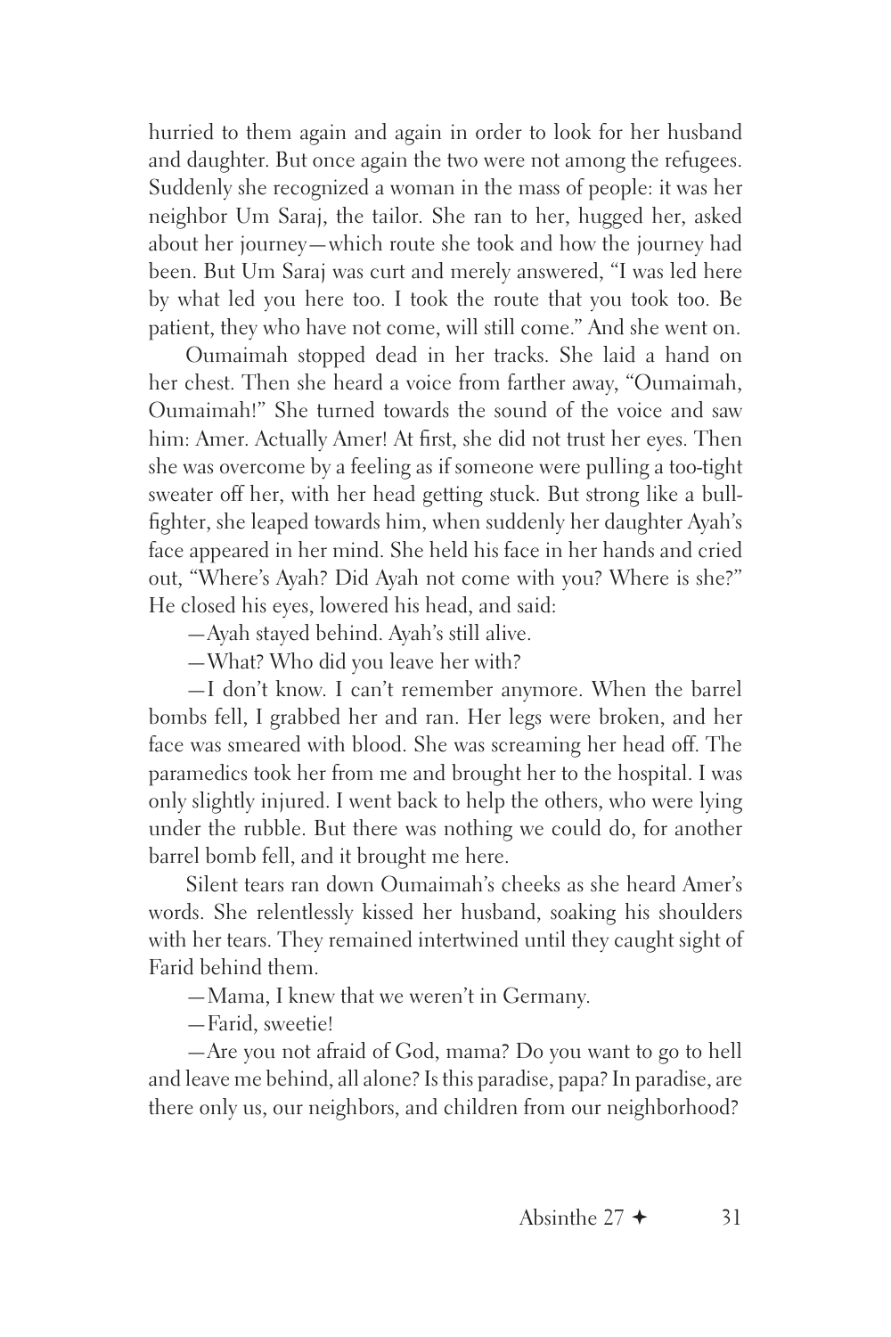hurried to them again and again in order to look for her husband and daughter. But once again the two were not among the refugees. Suddenly she recognized a woman in the mass of people: it was her neighbor Um Saraj, the tailor. She ran to her, hugged her, asked about her journey—which route she took and how the journey had been. But Um Saraj was curt and merely answered, "I was led here by what led you here too. I took the route that you took too. Be patient, they who have not come, will still come." And she went on.

Oumaimah stopped dead in her tracks. She laid a hand on her chest. Then she heard a voice from farther away, "Oumaimah, Oumaimah!" She turned towards the sound of the voice and saw him: Amer. Actually Amer! At first, she did not trust her eyes. Then she was overcome by a feeling as if someone were pulling a too-tight sweater off her, with her head getting stuck. But strong like a bull-fighter, she leaped towards him, when suddenly her daughter Ayah's face appeared in her mind. She held his face in her hands and cried out, "Where's Ayah? Did Ayah not come with you? Where is she?" He closed his eyes, lowered his head, and said:

—Ayah stayed behind. Ayah's still alive.

—What? Who did you leave her with?

—I don't know. I can't remember anymore. When the barrel bombs fell, I grabbed her and ran. Her legs were broken, and her face was smeared with blood. She was screaming her head off. The paramedics took her from me and brought her to the hospital. I was only slightly injured. I went back to help the others, who were lying under the rubble. But there was nothing we could do, for another barrel bomb fell, and it brought me here.

Silent tears ran down Oumaimah's cheeks as she heard Amer's words. She relentlessly kissed her husband, soaking his shoulders with her tears. They remained intertwined until they caught sight of Farid behind them.

—Mama, I knew that we weren't in Germany.

—Farid, sweetie!

—Are you not afraid of God, mama? Do you want to go to hell and leave me behind, all alone? Is this paradise, papa? In paradise, are there only us, our neighbors, and children from our neighborhood?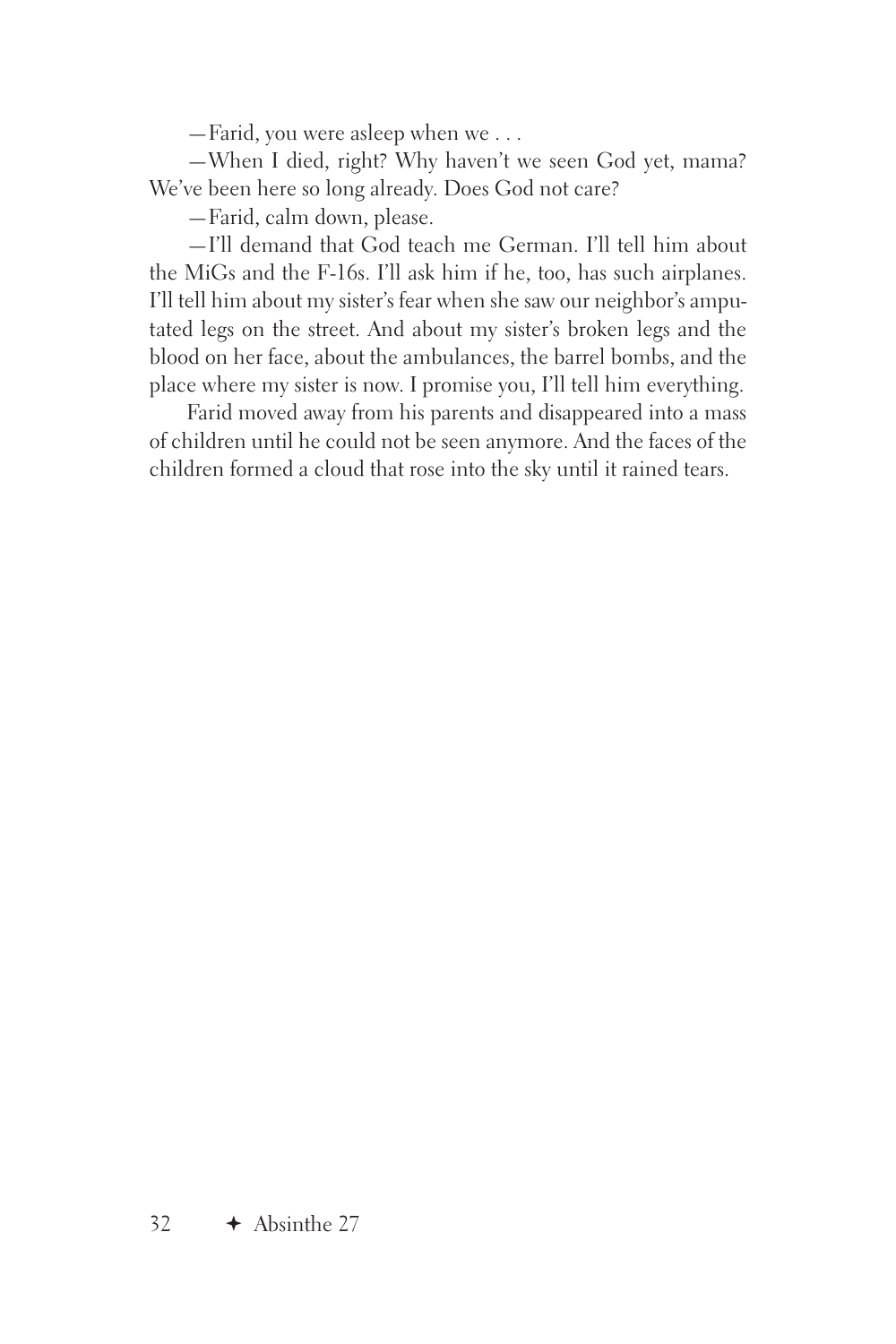—Farid, you were asleep when we . . .

—When I died, right? Why haven't we seen God yet, mama? We've been here so long already. Does God not care?

—Farid, calm down, please.

—I'll demand that God teach me German. I'll tell him about the MiGs and the F-16s. I'll ask him if he, too, has such airplanes. I'll tell him about my sister's fear when she saw our neighbor's amputated legs on the street. And about my sister's broken legs and the blood on her face, about the ambulances, the barrel bombs, and the place where my sister is now. I promise you, I'll tell him everything.

Farid moved away from his parents and disappeared into a mass of children until he could not be seen anymore. And the faces of the children formed a cloud that rose into the sky until it rained tears.